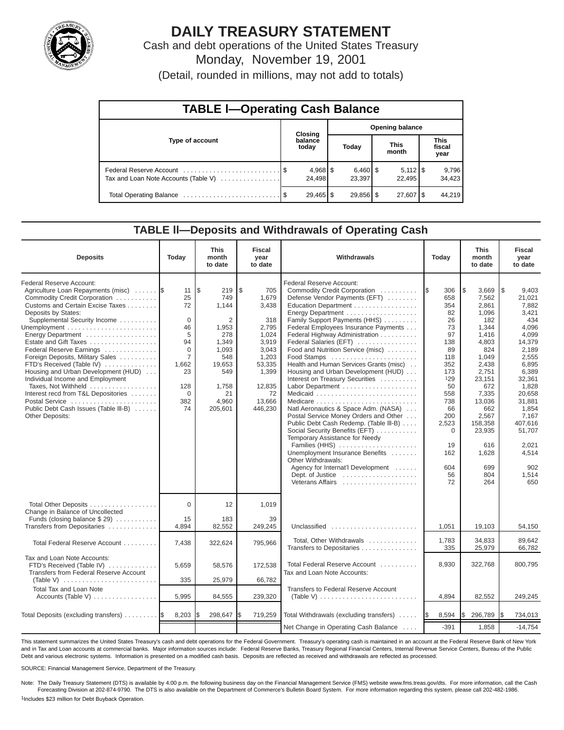# DAILY TREASURY STATEMENT

Cash and debt operations of the United States Treasury

Monday, November 19, 2001

(Detail, rounded in millions, may not add to totals)

## TABLE I—Operating Cash Balance

| Type of account | Closing balance today | Opening balance Today | Opening balance This month | Opening balance This fiscal year |
|---|---|---|---|---|
| Federal Reserve Account | $ 4,968 | $ 6,460 | $ 5,112 | $ 9,796 |
| Tax and Loan Note Accounts (Table V) | 24,498 | 23,397 | 22,495 | 34,423 |
| Total Operating Balance | $ 29,465 | $ 29,856 | $ 27,607 | $ 44,219 |

## TABLE II—Deposits and Withdrawals of Operating Cash

| Deposits | Today | This month to date | Fiscal year to date |
|---|---|---|---|
| Federal Reserve Account: | | | |
| Agriculture Loan Repayments (misc) | $ 11 | $ 219 | $ 705 |
| Commodity Credit Corporation | 25 | 749 | 1,679 |
| Customs and Certain Excise Taxes | 72 | 1,144 | 3,438 |
| Deposits by States: | | | |
| Supplemental Security Income | 0 | 2 | 318 |
| Unemployment | 46 | 1,953 | 2,795 |
| Energy Department | 5 | 278 | 1,024 |
| Estate and Gift Taxes | 94 | 1,349 | 3,919 |
| Federal Reserve Earnings | 0 | 1,093 | 3,043 |
| Foreign Deposits, Military Sales | 7 | 548 | 1,203 |
| FTD's Received (Table IV) | 1,662 | 19,653 | 53,335 |
| Housing and Urban Development (HUD) | 23 | 549 | 1,399 |
| Individual Income and Employment Taxes, Not Withheld | 128 | 1,758 | 12,835 |
| Interest recd from T&L Depositories | 0 | 21 | 72 |
| Postal Service | 382 | 4,960 | 13,666 |
| Public Debt Cash Issues (Table III-B) | 74 | 205,601 | 446,230 |
| Other Deposits: | | | |
| Total Other Deposits | 0 | 12 | 1,019 |
| Change in Balance of Uncollected Funds (closing balance $ 29) | 15 | 183 | 39 |
| Transfers from Depositaries | 4,894 | 82,552 | 249,245 |
| Total Federal Reserve Account | 7,438 | 322,624 | 795,966 |
| Tax and Loan Note Accounts: | | | |
| FTD's Received (Table IV) | 5,659 | 58,576 | 172,538 |
| Transfers from Federal Reserve Account (Table V) | 335 | 25,979 | 66,782 |
| Total Tax and Loan Note Accounts (Table V) | 5,995 | 84,555 | 239,320 |
| Total Deposits (excluding transfers) | $ 8,203 | $ 298,647 | $ 719,259 |

| Withdrawals | Today | This month to date | Fiscal year to date |
|---|---|---|---|
| Federal Reserve Account: | | | |
| Commodity Credit Corporation | $ 306 | $ 3,669 | $ 9,403 |
| Defense Vendor Payments (EFT) | 658 | 7,562 | 21,021 |
| Education Department | 354 | 2,861 | 7,882 |
| Energy Department | 82 | 1,096 | 3,421 |
| Family Support Payments (HHS) | 26 | 182 | 434 |
| Federal Employees Insurance Payments | 73 | 1,344 | 4,096 |
| Federal Highway Administration | 97 | 1,416 | 4,099 |
| Federal Salaries (EFT) | 138 | 4,803 | 14,379 |
| Food and Nutrition Service (misc) | 89 | 824 | 2,189 |
| Food Stamps | 118 | 1,049 | 2,555 |
| Health and Human Services Grants (misc) | 352 | 2,438 | 6,895 |
| Housing and Urban Development (HUD) | 173 | 2,751 | 6,389 |
| Interest on Treasury Securities | [1]29 | 23,151 | 32,361 |
| Labor Department | 50 | 672 | 1,828 |
| Medicaid | 558 | 7,335 | 20,658 |
| Medicare | 738 | 13,036 | 31,881 |
| Natl Aeronautics & Space Adm. (NASA) | 66 | 662 | 1,854 |
| Postal Service Money Orders and Other | 200 | 2,567 | 7,167 |
| Public Debt Cash Redemp. (Table III-B) | 2,523 | 158,358 | 407,616 |
| Social Security Benefits (EFT) | 0 | 23,935 | 51,707 |
| Temporary Assistance for Needy Families (HHS) | 19 | 616 | 2,021 |
| Unemployment Insurance Benefits | 162 | 1,628 | 4,514 |
| Other Withdrawals: | | | |
| Agency for Internat'l Development | 604 | 699 | 902 |
| Dept. of Justice | 56 | 804 | 1,514 |
| Veterans Affairs | 72 | 264 | 650 |
| Unclassified | 1,051 | 19,103 | 54,150 |
| Total, Other Withdrawals | 1,783 | 34,833 | 89,642 |
| Transfers to Depositaries | 335 | 25,979 | 66,782 |
| Total Federal Reserve Account | 8,930 | 322,768 | 800,795 |
| Tax and Loan Note Accounts: | | | |
| Transfers to Federal Reserve Account (Table V) | 4,894 | 82,552 | 249,245 |
| Total Withdrawals (excluding transfers) | $ 8,594 | $ 296,789 | $ 734,013 |
| Net Change in Operating Cash Balance | -391 | 1,858 | -14,754 |

This statement summarizes the United States Treasury's cash and debt operations for the Federal Government. Treasury's operating cash is maintained in an account at the Federal Reserve Bank of New York and in Tax and Loan accounts at commercial banks. Major information sources include: Federal Reserve Banks, Treasury Regional Financial Centers, Internal Revenue Service Centers, Bureau of the Public Debt and various electronic systems. Information is presented on a modified cash basis. Deposits are reflected as received and withdrawals are reflected as processed.

SOURCE: Financial Management Service, Department of the Treasury.

Note: The Daily Treasury Statement (DTS) is available by 4:00 p.m. the following business day on the Financial Management Service (FMS) website www.fms.treas.gov/dts. For more information, call the Cash Forecasting Division at 202-874-9790. The DTS is also available on the Department of Commerce's Bulletin Board System. For more information regarding this system, please call 202-482-1986.

[1]Includes $23 million for Debt Buyback Operation.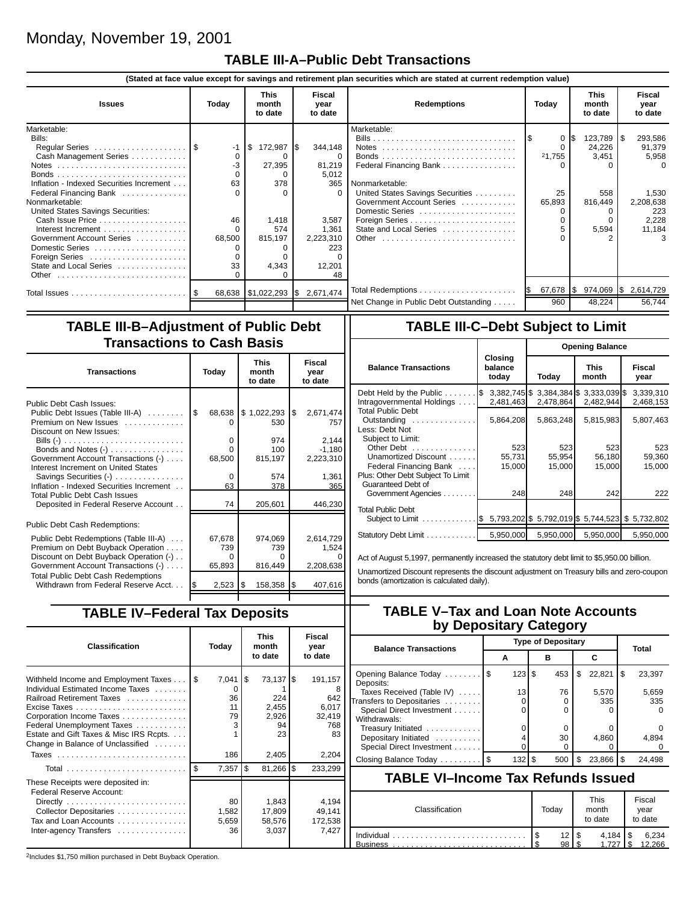Monday, November 19, 2001

## TABLE III-A–Public Debt Transactions

(Stated at face value except for savings and retirement plan securities which are stated at current redemption value)

| Issues | Today | This month to date | Fiscal year to date |
|---|---|---|---|
| Marketable: | | | |
| Bills: | | | |
| Regular Series | $ -1 | $ 172,987 | $ 344,148 |
| Cash Management Series | 0 | 0 | 0 |
| Notes | -3 | 27,395 | 81,219 |
| Bonds | 0 | 0 | 5,012 |
| Inflation - Indexed Securities Increment | 63 | 378 | 365 |
| Federal Financing Bank | 0 | 0 | 0 |
| Nonmarketable: | | | |
| United States Savings Securities: | | | |
| Cash Issue Price | 46 | 1,418 | 3,587 |
| Interest Increment | 0 | 574 | 1,361 |
| Government Account Series | 68,500 | 815,197 | 2,223,310 |
| Domestic Series | 0 | 0 | 223 |
| Foreign Series | 0 | 0 | 0 |
| State and Local Series | 33 | 4,343 | 12,201 |
| Other | 0 | 0 | 48 |
| Total Issues | $ 68,638 | $1,022,293 | $ 2,671,474 |

| Redemptions | Today | This month to date | Fiscal year to date |
|---|---|---|---|
| Marketable: | | | |
| Bills | $ 0 | $ 123,789 | $ 293,586 |
| Notes | 0 | 24,226 | 91,379 |
| Bonds | [2]1,755 | 3,451 | 5,958 |
| Federal Financing Bank | 0 | 0 | 0 |
| Nonmarketable: | | | |
| United States Savings Securities | 25 | 558 | 1,530 |
| Government Account Series | 65,893 | 816,449 | 2,208,638 |
| Domestic Series | 0 | 0 | 223 |
| Foreign Series | 0 | 0 | 2,228 |
| State and Local Series | 5 | 5,594 | 11,184 |
| Other | 0 | 2 | 3 |
| Total Redemptions | $ 67,678 | $ 974,069 | $ 2,614,729 |
| Net Change in Public Debt Outstanding | 960 | 48,224 | 56,744 |

## TABLE III-B–Adjustment of Public Debt Transactions to Cash Basis

| Transactions | Today | This month to date | Fiscal year to date |
|---|---|---|---|
| Public Debt Cash Issues: | | | |
| Public Debt Issues (Table III-A) | $ 68,638 | $ 1,022,293 | $ 2,671,474 |
| Premium on New Issues | 0 | 530 | 757 |
| Discount on New Issues: | | | |
| Bills (-) | 0 | 974 | 2,144 |
| Bonds and Notes (-) | 0 | 100 | -1,180 |
| Government Account Transactions (-) | 68,500 | 815,197 | 2,223,310 |
| Interest Increment on United States Savings Securities (-) | 0 | 574 | 1,361 |
| Inflation - Indexed Securities Increment | 63 | 378 | 365 |
| Total Public Debt Cash Issues Deposited in Federal Reserve Account | 74 | 205,601 | 446,230 |
| Public Debt Cash Redemptions: | | | |
| Public Debt Redemptions (Table III-A) | 67,678 | 974,069 | 2,614,729 |
| Premium on Debt Buyback Operation | 739 | 739 | 1,524 |
| Discount on Debt Buyback Operation (-) | 0 | 0 | 0 |
| Government Account Transactions (-) | 65,893 | 816,449 | 2,208,638 |
| Total Public Debt Cash Redemptions Withdrawn from Federal Reserve Acct. | $ 2,523 | $ 158,358 | $ 407,616 |

## TABLE III-C–Debt Subject to Limit

| Balance Transactions | Closing balance today | Opening Balance: Today | Opening Balance: This month | Opening Balance: Fiscal year |
|---|---|---|---|---|
| Debt Held by the Public | $ 3,382,745 | $ 3,384,384 | $ 3,333,039 | $ 3,339,310 |
| Intragovernmental Holdings | 2,481,463 | 2,478,864 | 2,482,944 | 2,468,153 |
| Total Public Debt Outstanding | 5,864,208 | 5,863,248 | 5,815,983 | 5,807,463 |
| Less: Debt Not Subject to Limit: | | | | |
| Other Debt | 523 | 523 | 523 | 523 |
| Unamortized Discount | 55,731 | 55,954 | 56,180 | 59,360 |
| Federal Financing Bank | 15,000 | 15,000 | 15,000 | 15,000 |
| Plus: Other Debt Subject To Limit Guaranteed Debt of Government Agencies | 248 | 248 | 242 | 222 |
| Total Public Debt Subject to Limit | $ 5,793,202 | $ 5,792,019 | $ 5,744,523 | $ 5,732,802 |
| Statutory Debt Limit | 5,950,000 | 5,950,000 | 5,950,000 | 5,950,000 |

Act of August 5,1997, permanently increased the statutory debt limit to $5,950.00 billion.

Unamortized Discount represents the discount adjustment on Treasury bills and zero-coupon bonds (amortization is calculated daily).

## TABLE IV–Federal Tax Deposits

| Classification | Today | This month to date | Fiscal year to date |
|---|---|---|---|
| Withheld Income and Employment Taxes | $ 7,041 | $ 73,137 | $ 191,157 |
| Individual Estimated Income Taxes | 0 | 1 | 8 |
| Railroad Retirement Taxes | 36 | 224 | 642 |
| Excise Taxes | 11 | 2,455 | 6,017 |
| Corporation Income Taxes | 79 | 2,926 | 32,419 |
| Federal Unemployment Taxes | 3 | 94 | 768 |
| Estate and Gift Taxes & Misc IRS Rcpts. | 1 | 23 | 83 |
| Change in Balance of Unclassified Taxes | 186 | 2,405 | 2,204 |
| Total | $ 7,357 | $ 81,266 | $ 233,299 |
| These Receipts were deposited in: | | | |
| Federal Reserve Account: | | | |
| Directly | 80 | 1,843 | 4,194 |
| Collector Depositaries | 1,582 | 17,809 | 49,141 |
| Tax and Loan Accounts | 5,659 | 58,576 | 172,538 |
| Inter-agency Transfers | 36 | 3,037 | 7,427 |

## TABLE V–Tax and Loan Note Accounts by Depositary Category

| Balance Transactions | Type of Depositary: A | B | C | Total |
|---|---|---|---|---|
| Opening Balance Today | $ 123 | $ 453 | $ 22,821 | $ 23,397 |
| Deposits: | | | | |
| Taxes Received (Table IV) | 13 | 76 | 5,570 | 5,659 |
| Transfers to Depositaries | 0 | 0 | 335 | 335 |
| Special Direct Investment | 0 | 0 | 0 | 0 |
| Withdrawals: | | | | |
| Treasury Initiated | 0 | 0 | 0 | 0 |
| Depositary Initiated | 4 | 30 | 4,860 | 4,894 |
| Special Direct Investment | 0 | 0 | 0 | 0 |
| Closing Balance Today | $ 132 | $ 500 | $ 23,866 | $ 24,498 |

## TABLE VI–Income Tax Refunds Issued

| Classification | Today | This month to date | Fiscal year to date |
|---|---|---|---|
| Individual | $ 12 | $ 4,184 | $ 6,234 |
| Business | $ 98 | $ 1,727 | $ 12,266 |

[2]Includes $1,750 million purchased in Debt Buyback Operation.